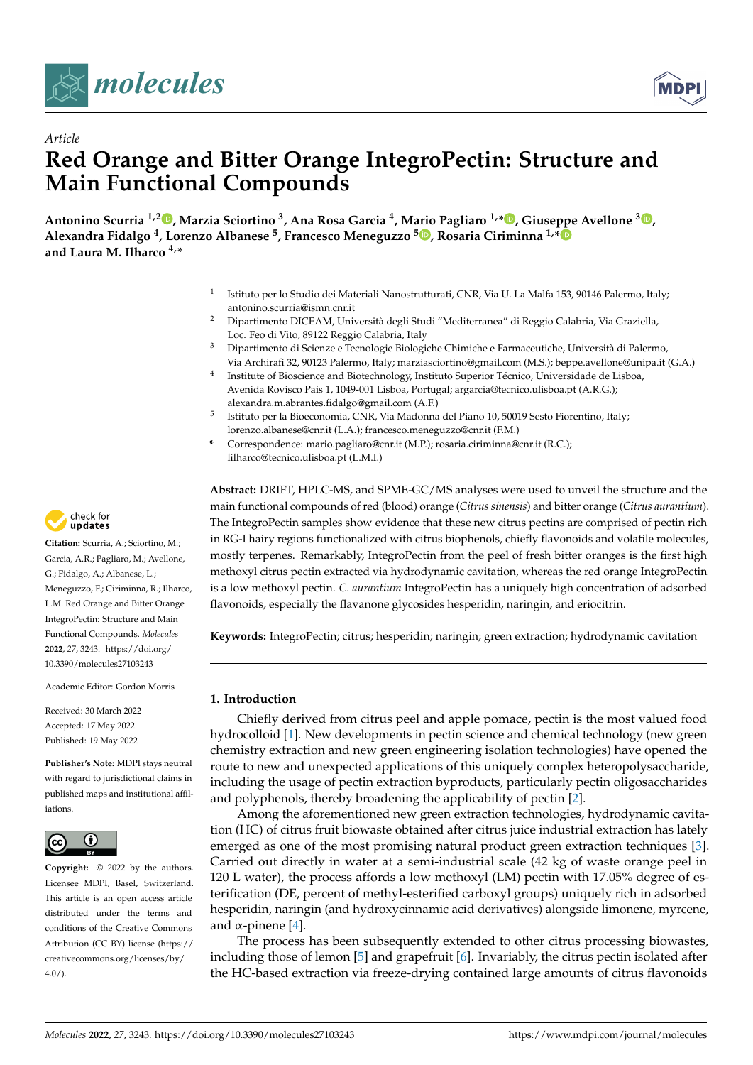*Article*

# Red Orange and Bitter Orange IntegroPectin: Structure and Main Functional Compounds

**Antonino Scurria [1,2], Marzia Sciortino [3], Ana Rosa Garcia [4], Mario Pagliaro [1,*], Giuseppe Avellone [3], Alexandra Fidalgo [4], Lorenzo Albanese [5], Francesco Meneguzzo [5], Rosaria Ciriminna [1,*] and Laura M. Ilharco [4,*]**

[1] Istituto per lo Studio dei Materiali Nanostrutturati, CNR, Via U. La Malfa 153, 90146 Palermo, Italy; antonino.scurria@ismn.cnr.it

[2] Dipartimento DICEAM, Università degli Studi "Mediterranea" di Reggio Calabria, Via Graziella, Loc. Feo di Vito, 89122 Reggio Calabria, Italy

[3] Dipartimento di Scienze e Tecnologie Biologiche Chimiche e Farmaceutiche, Università di Palermo, Via Archirafi 32, 90123 Palermo, Italy; marziasciortino@gmail.com (M.S.); beppe.avellone@unipa.it (G.A.)

[4] Institute of Bioscience and Biotechnology, Instituto Superior Técnico, Universidade de Lisboa, Avenida Rovisco Pais 1, 1049-001 Lisboa, Portugal; argarcia@tecnico.ulisboa.pt (A.R.G.); alexandra.m.abrantes.fidalgo@gmail.com (A.F.)

[5] Istituto per la Bioeconomia, CNR, Via Madonna del Piano 10, 50019 Sesto Fiorentino, Italy; lorenzo.albanese@cnr.it (L.A.); francesco.meneguzzo@cnr.it (F.M.)

\* Correspondence: mario.pagliaro@cnr.it (M.P.); rosaria.ciriminna@cnr.it (R.C.); lilharco@tecnico.ulisboa.pt (L.M.I.)

**Citation:** Scurria, A.; Sciortino, M.; Garcia, A.R.; Pagliaro, M.; Avellone, G.; Fidalgo, A.; Albanese, L.; Meneguzzo, F.; Ciriminna, R.; Ilharco, L.M. Red Orange and Bitter Orange IntegroPectin: Structure and Main Functional Compounds. *Molecules* **2022**, *27*, 3243. https://doi.org/10.3390/molecules27103243

Academic Editor: Gordon Morris

Received: 30 March 2022
Accepted: 17 May 2022
Published: 19 May 2022

**Publisher's Note:** MDPI stays neutral with regard to jurisdictional claims in published maps and institutional affiliations.

**Copyright:** © 2022 by the authors. Licensee MDPI, Basel, Switzerland. This article is an open access article distributed under the terms and conditions of the Creative Commons Attribution (CC BY) license (https://creativecommons.org/licenses/by/4.0/).

**Abstract:** DRIFT, HPLC-MS, and SPME-GC/MS analyses were used to unveil the structure and the main functional compounds of red (blood) orange (*Citrus sinensis*) and bitter orange (*Citrus aurantium*). The IntegroPectin samples show evidence that these new citrus pectins are comprised of pectin rich in RG-I hairy regions functionalized with citrus biophenols, chiefly flavonoids and volatile molecules, mostly terpenes. Remarkably, IntegroPectin from the peel of fresh bitter oranges is the first high methoxyl citrus pectin extracted via hydrodynamic cavitation, whereas the red orange IntegroPectin is a low methoxyl pectin. *C. aurantium* IntegroPectin has a uniquely high concentration of adsorbed flavonoids, especially the flavanone glycosides hesperidin, naringin, and eriocitrin.

**Keywords:** IntegroPectin; citrus; hesperidin; naringin; green extraction; hydrodynamic cavitation

## 1. Introduction

Chiefly derived from citrus peel and apple pomace, pectin is the most valued food hydrocolloid [1]. New developments in pectin science and chemical technology (new green chemistry extraction and new green engineering isolation technologies) have opened the route to new and unexpected applications of this uniquely complex heteropolysaccharide, including the usage of pectin extraction byproducts, particularly pectin oligosaccharides and polyphenols, thereby broadening the applicability of pectin [2].

Among the aforementioned new green extraction technologies, hydrodynamic cavitation (HC) of citrus fruit biowaste obtained after citrus juice industrial extraction has lately emerged as one of the most promising natural product green extraction techniques [3]. Carried out directly in water at a semi-industrial scale (42 kg of waste orange peel in 120 L water), the process affords a low methoxyl (LM) pectin with 17.05% degree of esterification (DE, percent of methyl-esterified carboxyl groups) uniquely rich in adsorbed hesperidin, naringin (and hydroxycinnamic acid derivatives) alongside limonene, myrcene, and α-pinene [4].

The process has been subsequently extended to other citrus processing biowastes, including those of lemon [5] and grapefruit [6]. Invariably, the citrus pectin isolated after the HC-based extraction via freeze-drying contained large amounts of citrus flavonoids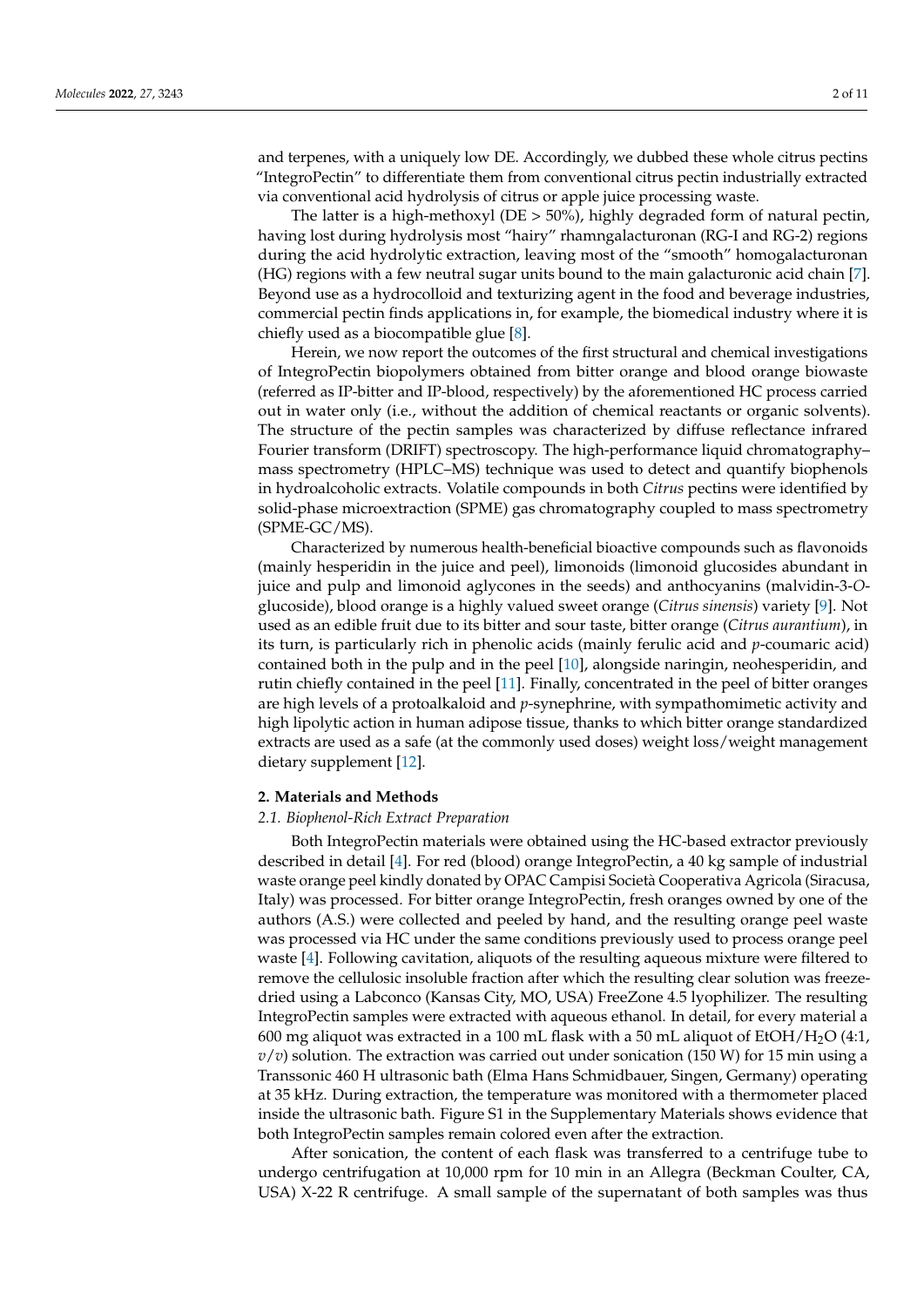and terpenes, with a uniquely low DE. Accordingly, we dubbed these whole citrus pectins "IntegroPectin" to differentiate them from conventional citrus pectin industrially extracted via conventional acid hydrolysis of citrus or apple juice processing waste.

The latter is a high-methoxyl (DE > 50%), highly degraded form of natural pectin, having lost during hydrolysis most "hairy" rhamngalacturonan (RG-I and RG-2) regions during the acid hydrolytic extraction, leaving most of the "smooth" homogalacturonan (HG) regions with a few neutral sugar units bound to the main galacturonic acid chain [7]. Beyond use as a hydrocolloid and texturizing agent in the food and beverage industries, commercial pectin finds applications in, for example, the biomedical industry where it is chiefly used as a biocompatible glue [8].

Herein, we now report the outcomes of the first structural and chemical investigations of IntegroPectin biopolymers obtained from bitter orange and blood orange biowaste (referred as IP-bitter and IP-blood, respectively) by the aforementioned HC process carried out in water only (i.e., without the addition of chemical reactants or organic solvents). The structure of the pectin samples was characterized by diffuse reflectance infrared Fourier transform (DRIFT) spectroscopy. The high-performance liquid chromatography–mass spectrometry (HPLC–MS) technique was used to detect and quantify biophenols in hydroalcoholic extracts. Volatile compounds in both *Citrus* pectins were identified by solid-phase microextraction (SPME) gas chromatography coupled to mass spectrometry (SPME-GC/MS).

Characterized by numerous health-beneficial bioactive compounds such as flavonoids (mainly hesperidin in the juice and peel), limonoids (limonoid glucosides abundant in juice and pulp and limonoid aglycones in the seeds) and anthocyanins (malvidin-3-*O*-glucoside), blood orange is a highly valued sweet orange (*Citrus sinensis*) variety [9]. Not used as an edible fruit due to its bitter and sour taste, bitter orange (*Citrus aurantium*), in its turn, is particularly rich in phenolic acids (mainly ferulic acid and *p*-coumaric acid) contained both in the pulp and in the peel [10], alongside naringin, neohesperidin, and rutin chiefly contained in the peel [11]. Finally, concentrated in the peel of bitter oranges are high levels of a protoalkaloid and *p*-synephrine, with sympathomimetic activity and high lipolytic action in human adipose tissue, thanks to which bitter orange standardized extracts are used as a safe (at the commonly used doses) weight loss/weight management dietary supplement [12].

## 2. Materials and Methods

### 2.1. Biophenol-Rich Extract Preparation

Both IntegroPectin materials were obtained using the HC-based extractor previously described in detail [4]. For red (blood) orange IntegroPectin, a 40 kg sample of industrial waste orange peel kindly donated by OPAC Campisi Società Cooperativa Agricola (Siracusa, Italy) was processed. For bitter orange IntegroPectin, fresh oranges owned by one of the authors (A.S.) were collected and peeled by hand, and the resulting orange peel waste was processed via HC under the same conditions previously used to process orange peel waste [4]. Following cavitation, aliquots of the resulting aqueous mixture were filtered to remove the cellulosic insoluble fraction after which the resulting clear solution was freeze-dried using a Labconco (Kansas City, MO, USA) FreeZone 4.5 lyophilizer. The resulting IntegroPectin samples were extracted with aqueous ethanol. In detail, for every material a 600 mg aliquot was extracted in a 100 mL flask with a 50 mL aliquot of EtOH/$H_2O$ (4:1, *v*/*v*) solution. The extraction was carried out under sonication (150 W) for 15 min using a Transsonic 460 H ultrasonic bath (Elma Hans Schmidbauer, Singen, Germany) operating at 35 kHz. During extraction, the temperature was monitored with a thermometer placed inside the ultrasonic bath. Figure S1 in the Supplementary Materials shows evidence that both IntegroPectin samples remain colored even after the extraction.

After sonication, the content of each flask was transferred to a centrifuge tube to undergo centrifugation at 10,000 rpm for 10 min in an Allegra (Beckman Coulter, CA, USA) X-22 R centrifuge. A small sample of the supernatant of both samples was thus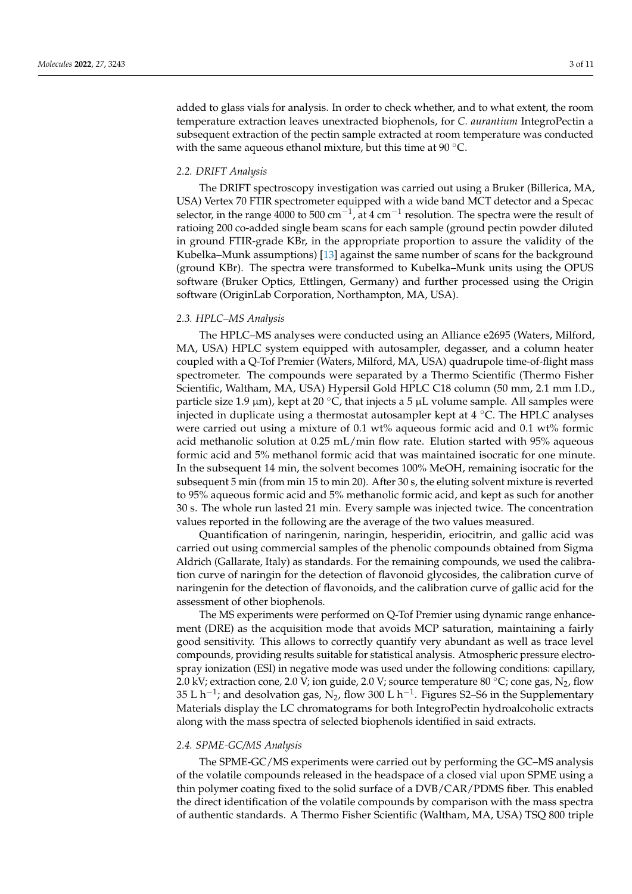added to glass vials for analysis. In order to check whether, and to what extent, the room temperature extraction leaves unextracted biophenols, for *C. aurantium* IntegroPectin a subsequent extraction of the pectin sample extracted at room temperature was conducted with the same aqueous ethanol mixture, but this time at 90 °C.

### 2.2. DRIFT Analysis

The DRIFT spectroscopy investigation was carried out using a Bruker (Billerica, MA, USA) Vertex 70 FTIR spectrometer equipped with a wide band MCT detector and a Specac selector, in the range 4000 to 500 $cm^{-1}$, at 4 $cm^{-1}$ resolution. The spectra were the result of ratioing 200 co-added single beam scans for each sample (ground pectin powder diluted in ground FTIR-grade KBr, in the appropriate proportion to assure the validity of the Kubelka–Munk assumptions) [13] against the same number of scans for the background (ground KBr). The spectra were transformed to Kubelka–Munk units using the OPUS software (Bruker Optics, Ettlingen, Germany) and further processed using the Origin software (OriginLab Corporation, Northampton, MA, USA).

### 2.3. HPLC–MS Analysis

The HPLC–MS analyses were conducted using an Alliance e2695 (Waters, Milford, MA, USA) HPLC system equipped with autosampler, degasser, and a column heater coupled with a Q-Tof Premier (Waters, Milford, MA, USA) quadrupole time-of-flight mass spectrometer. The compounds were separated by a Thermo Scientific (Thermo Fisher Scientific, Waltham, MA, USA) Hypersil Gold HPLC C18 column (50 mm, 2.1 mm I.D., particle size 1.9 μm), kept at 20 °C, that injects a 5 μL volume sample. All samples were injected in duplicate using a thermostat autosampler kept at 4 °C. The HPLC analyses were carried out using a mixture of 0.1 wt% aqueous formic acid and 0.1 wt% formic acid methanolic solution at 0.25 mL/min flow rate. Elution started with 95% aqueous formic acid and 5% methanol formic acid that was maintained isocratic for one minute. In the subsequent 14 min, the solvent becomes 100% MeOH, remaining isocratic for the subsequent 5 min (from min 15 to min 20). After 30 s, the eluting solvent mixture is reverted to 95% aqueous formic acid and 5% methanolic formic acid, and kept as such for another 30 s. The whole run lasted 21 min. Every sample was injected twice. The concentration values reported in the following are the average of the two values measured.

Quantification of naringenin, naringin, hesperidin, eriocitrin, and gallic acid was carried out using commercial samples of the phenolic compounds obtained from Sigma Aldrich (Gallarate, Italy) as standards. For the remaining compounds, we used the calibration curve of naringin for the detection of flavonoid glycosides, the calibration curve of naringenin for the detection of flavonoids, and the calibration curve of gallic acid for the assessment of other biophenols.

The MS experiments were performed on Q-Tof Premier using dynamic range enhancement (DRE) as the acquisition mode that avoids MCP saturation, maintaining a fairly good sensitivity. This allows to correctly quantify very abundant as well as trace level compounds, providing results suitable for statistical analysis. Atmospheric pressure electrospray ionization (ESI) in negative mode was used under the following conditions: capillary, 2.0 kV; extraction cone, 2.0 V; ion guide, 2.0 V; source temperature 80 °C; cone gas, $N_2$, flow 35 L $h^{-1}$; and desolvation gas, $N_2$, flow 300 L $h^{-1}$. Figures S2–S6 in the Supplementary Materials display the LC chromatograms for both IntegroPectin hydroalcoholic extracts along with the mass spectra of selected biophenols identified in said extracts.

### 2.4. SPME-GC/MS Analysis

The SPME-GC/MS experiments were carried out by performing the GC–MS analysis of the volatile compounds released in the headspace of a closed vial upon SPME using a thin polymer coating fixed to the solid surface of a DVB/CAR/PDMS fiber. This enabled the direct identification of the volatile compounds by comparison with the mass spectra of authentic standards. A Thermo Fisher Scientific (Waltham, MA, USA) TSQ 800 triple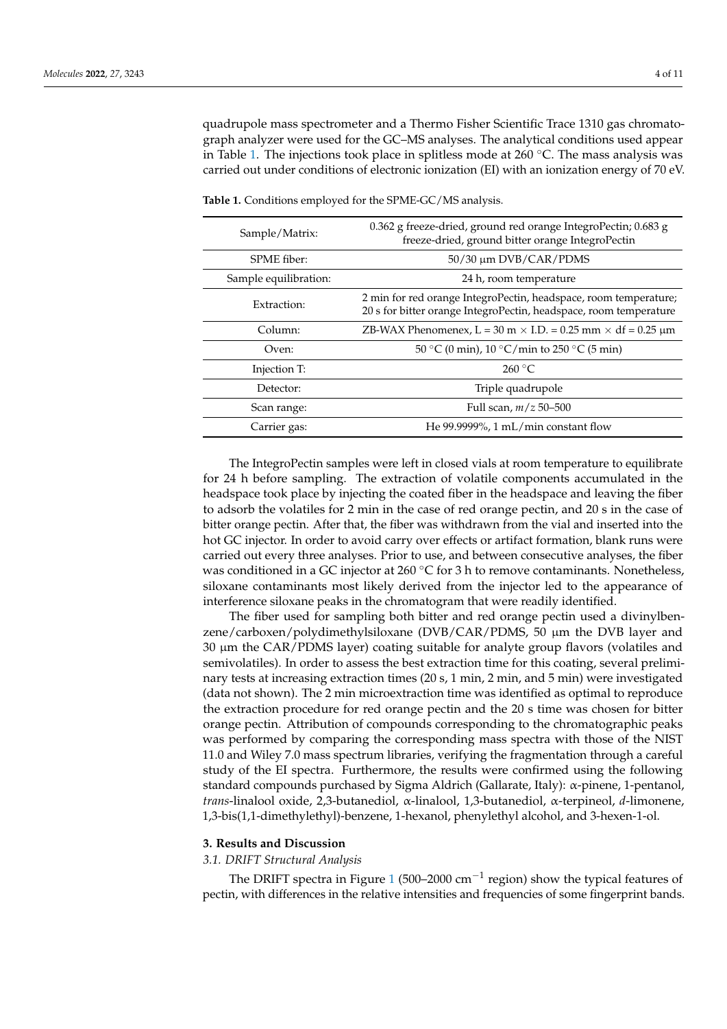quadrupole mass spectrometer and a Thermo Fisher Scientific Trace 1310 gas chromatograph analyzer were used for the GC–MS analyses. The analytical conditions used appear in Table 1. The injections took place in splitless mode at 260 °C. The mass analysis was carried out under conditions of electronic ionization (EI) with an ionization energy of 70 eV.

**Table 1.** Conditions employed for the SPME-GC/MS analysis.

| | |
|---|---|
| Sample/Matrix: | 0.362 g freeze-dried, ground red orange IntegroPectin; 0.683 g freeze-dried, ground bitter orange IntegroPectin |
| SPME fiber: | 50/30 μm DVB/CAR/PDMS |
| Sample equilibration: | 24 h, room temperature |
| Extraction: | 2 min for red orange IntegroPectin, headspace, room temperature; 20 s for bitter orange IntegroPectin, headspace, room temperature |
| Column: | ZB-WAX Phenomenex, L = 30 m × I.D. = 0.25 mm × df = 0.25 μm |
| Oven: | 50 °C (0 min), 10 °C/min to 250 °C (5 min) |
| Injection T: | 260 °C |
| Detector: | Triple quadrupole |
| Scan range: | Full scan, $m/z$ 50–500 |
| Carrier gas: | He 99.9999%, 1 mL/min constant flow |

The IntegroPectin samples were left in closed vials at room temperature to equilibrate for 24 h before sampling. The extraction of volatile components accumulated in the headspace took place by injecting the coated fiber in the headspace and leaving the fiber to adsorb the volatiles for 2 min in the case of red orange pectin, and 20 s in the case of bitter orange pectin. After that, the fiber was withdrawn from the vial and inserted into the hot GC injector. In order to avoid carry over effects or artifact formation, blank runs were carried out every three analyses. Prior to use, and between consecutive analyses, the fiber was conditioned in a GC injector at 260 °C for 3 h to remove contaminants. Nonetheless, siloxane contaminants most likely derived from the injector led to the appearance of interference siloxane peaks in the chromatogram that were readily identified.

The fiber used for sampling both bitter and red orange pectin used a divinylbenzene/carboxen/polydimethylsiloxane (DVB/CAR/PDMS, 50 μm the DVB layer and 30 μm the CAR/PDMS layer) coating suitable for analyte group flavors (volatiles and semivolatiles). In order to assess the best extraction time for this coating, several preliminary tests at increasing extraction times (20 s, 1 min, 2 min, and 5 min) were investigated (data not shown). The 2 min microextraction time was identified as optimal to reproduce the extraction procedure for red orange pectin and the 20 s time was chosen for bitter orange pectin. Attribution of compounds corresponding to the chromatographic peaks was performed by comparing the corresponding mass spectra with those of the NIST 11.0 and Wiley 7.0 mass spectrum libraries, verifying the fragmentation through a careful study of the EI spectra. Furthermore, the results were confirmed using the following standard compounds purchased by Sigma Aldrich (Gallarate, Italy): α-pinene, 1-pentanol, *trans*-linalool oxide, 2,3-butanediol, α-linalool, 1,3-butanediol, α-terpineol, *d*-limonene, 1,3-bis(1,1-dimethylethyl)-benzene, 1-hexanol, phenylethyl alcohol, and 3-hexen-1-ol.

## 3. Results and Discussion

### *3.1. DRIFT Structural Analysis*

The DRIFT spectra in Figure 1 (500–2000 cm$^{-1}$ region) show the typical features of pectin, with differences in the relative intensities and frequencies of some fingerprint bands.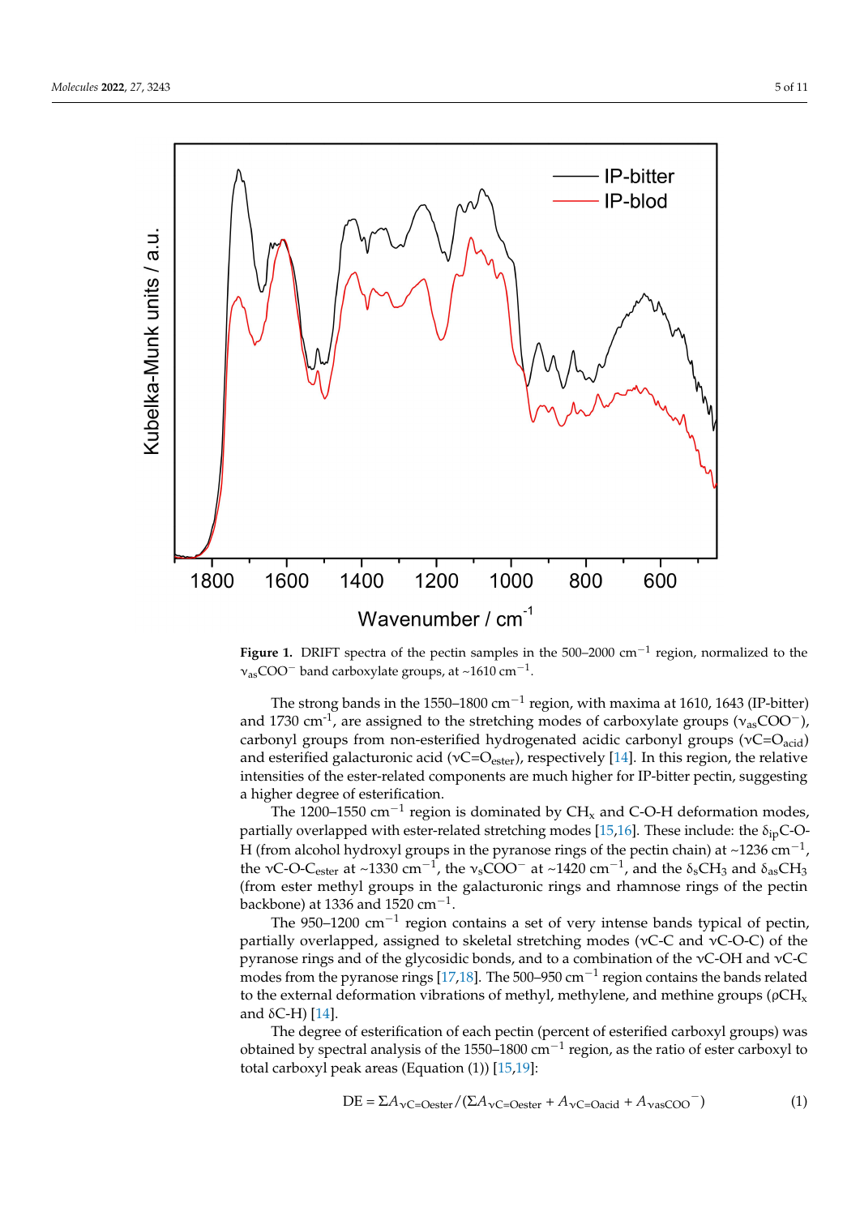**Figure 1.** DRIFT spectra of the pectin samples in the 500–2000 $cm^{-1}$ region, normalized to the $\nu_{as}COO^-$ band carboxylate groups, at ~1610 $cm^{-1}$.

The strong bands in the 1550–1800 $cm^{-1}$ region, with maxima at 1610, 1643 (IP-bitter) and 1730 $cm^{-1}$, are assigned to the stretching modes of carboxylate groups ($\nu_{as}COO^-$), carbonyl groups from non-esterified hydrogenated acidic carbonyl groups ($\nu C{=}O_{acid}$) and esterified galacturonic acid ($\nu C{=}O_{ester}$), respectively [14]. In this region, the relative intensities of the ester-related components are much higher for IP-bitter pectin, suggesting a higher degree of esterification.

The 1200–1550 $cm^{-1}$ region is dominated by $CH_x$ and C-O-H deformation modes, partially overlapped with ester-related stretching modes [15,16]. These include: the $\delta_{ip}$C-O-H (from alcohol hydroxyl groups in the pyranose rings of the pectin chain) at ~1236 $cm^{-1}$, the $\nu$C-O-$C_{ester}$ at ~1330 $cm^{-1}$, the $\nu_s COO^-$ at ~1420 $cm^{-1}$, and the $\delta_s CH_3$ and $\delta_{as} CH_3$ (from ester methyl groups in the galacturonic rings and rhamnose rings of the pectin backbone) at 1336 and 1520 $cm^{-1}$.

The 950–1200 $cm^{-1}$ region contains a set of very intense bands typical of pectin, partially overlapped, assigned to skeletal stretching modes ($\nu$C-C and $\nu$C-O-C) of the pyranose rings and of the glycosidic bonds, and to a combination of the $\nu$C-OH and $\nu$C-C modes from the pyranose rings [17,18]. The 500–950 $cm^{-1}$ region contains the bands related to the external deformation vibrations of methyl, methylene, and methine groups ($\rho CH_x$ and $\delta$C-H) [14].

The degree of esterification of each pectin (percent of esterified carboxyl groups) was obtained by spectral analysis of the 1550–1800 $cm^{-1}$ region, as the ratio of ester carboxyl to total carboxyl peak areas (Equation (1)) [15,19]:

$$DE = \Sigma A_{\nu C=Oester} / (\Sigma A_{\nu C=Oester} + A_{\nu C=Oacid} + A_{\nu asCOO^-}) \quad (1)$$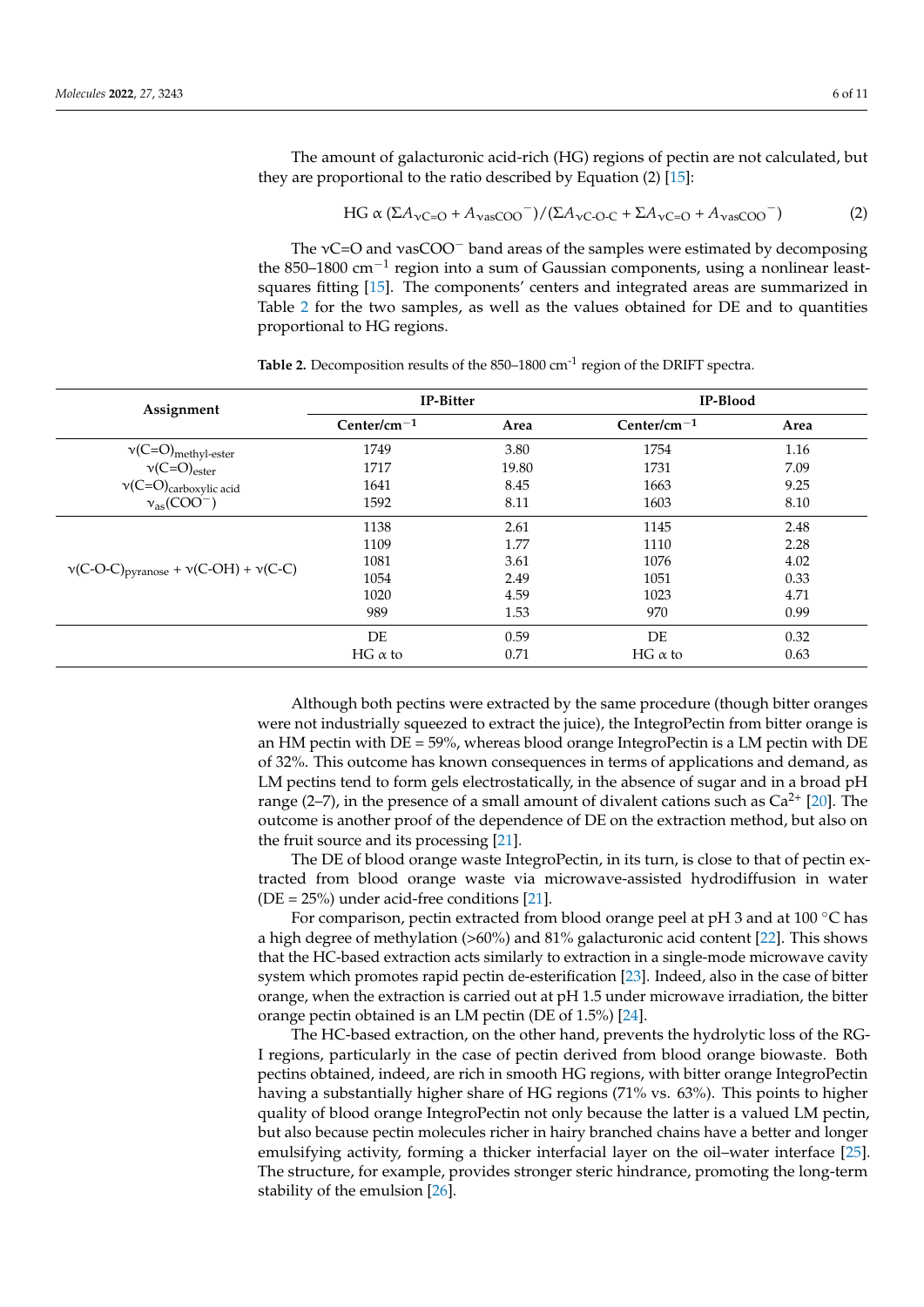The amount of galacturonic acid-rich (HG) regions of pectin are not calculated, but they are proportional to the ratio described by Equation (2) [15]:

$$\text{HG} \propto (\Sigma A_{\nu C=O} + A_{\nu asCOO^-})/(\Sigma A_{\nu C\text{-}O\text{-}C} + \Sigma A_{\nu C=O} + A_{\nu asCOO^-}) \quad (2)$$

The νC=O and ν$_{as}$COO$^-$ band areas of the samples were estimated by decomposing the 850–1800 cm$^{-1}$ region into a sum of Gaussian components, using a nonlinear least-squares fitting [15]. The components' centers and integrated areas are summarized in Table 2 for the two samples, as well as the values obtained for DE and to quantities proportional to HG regions.

**Table 2.** Decomposition results of the 850–1800 cm$^{-1}$ region of the DRIFT spectra.

| Assignment | IP-Bitter | | IP-Blood | |
|---|---|---|---|---|
| | Center/cm$^{-1}$ | Area | Center/cm$^{-1}$ | Area |
| $\nu(C\text{=}O)_{methyl\text{-}ester}$ | 1749 | 3.80 | 1754 | 1.16 |
| $\nu(C\text{=}O)_{ester}$ | 1717 | 19.80 | 1731 | 7.09 |
| $\nu(C\text{=}O)_{carboxylic\ acid}$ | 1641 | 8.45 | 1663 | 9.25 |
| $\nu_{as}(COO^-)$ | 1592 | 8.11 | 1603 | 8.10 |
| $\nu(C\text{-}O\text{-}C)_{pyranose} + \nu(C\text{-}OH) + \nu(C\text{-}C)$ | 1138 | 2.61 | 1145 | 2.48 |
| | 1109 | 1.77 | 1110 | 2.28 |
| | 1081 | 3.61 | 1076 | 4.02 |
| | 1054 | 2.49 | 1051 | 0.33 |
| | 1020 | 4.59 | 1023 | 4.71 |
| | 989 | 1.53 | 970 | 0.99 |
| | DE | 0.59 | DE | 0.32 |
| | HG α to | 0.71 | HG α to | 0.63 |

Although both pectins were extracted by the same procedure (though bitter oranges were not industrially squeezed to extract the juice), the IntegroPectin from bitter orange is an HM pectin with DE = 59%, whereas blood orange IntegroPectin is a LM pectin with DE of 32%. This outcome has known consequences in terms of applications and demand, as LM pectins tend to form gels electrostatically, in the absence of sugar and in a broad pH range (2–7), in the presence of a small amount of divalent cations such as $Ca^{2+}$ [20]. The outcome is another proof of the dependence of DE on the extraction method, but also on the fruit source and its processing [21].

The DE of blood orange waste IntegroPectin, in its turn, is close to that of pectin extracted from blood orange waste via microwave-assisted hydrodiffusion in water (DE = 25%) under acid-free conditions [21].

For comparison, pectin extracted from blood orange peel at pH 3 and at 100 °C has a high degree of methylation (>60%) and 81% galacturonic acid content [22]. This shows that the HC-based extraction acts similarly to extraction in a single-mode microwave cavity system which promotes rapid pectin de-esterification [23]. Indeed, also in the case of bitter orange, when the extraction is carried out at pH 1.5 under microwave irradiation, the bitter orange pectin obtained is an LM pectin (DE of 1.5%) [24].

The HC-based extraction, on the other hand, prevents the hydrolytic loss of the RG-I regions, particularly in the case of pectin derived from blood orange biowaste. Both pectins obtained, indeed, are rich in smooth HG regions, with bitter orange IntegroPectin having a substantially higher share of HG regions (71% vs. 63%). This points to higher quality of blood orange IntegroPectin not only because the latter is a valued LM pectin, but also because pectin molecules richer in hairy branched chains have a better and longer emulsifying activity, forming a thicker interfacial layer on the oil–water interface [25]. The structure, for example, provides stronger steric hindrance, promoting the long-term stability of the emulsion [26].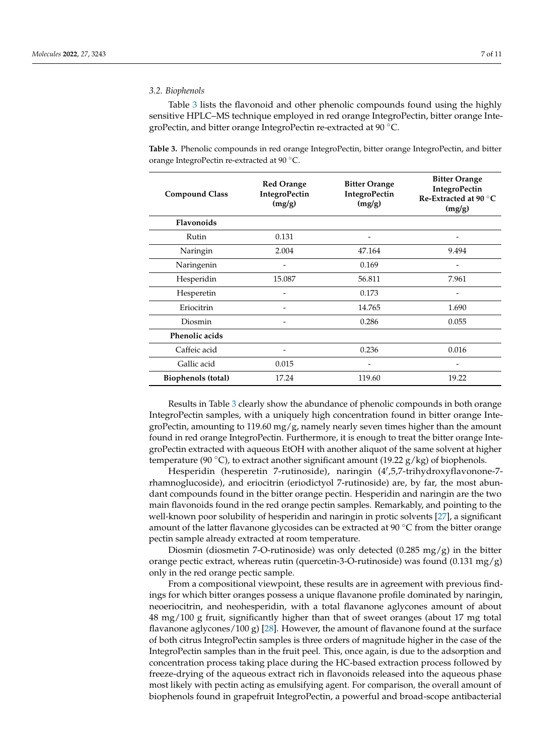### 3.2. Biophenols

Table 3 lists the flavonoid and other phenolic compounds found using the highly sensitive HPLC–MS technique employed in red orange IntegroPectin, bitter orange IntegroPectin, and bitter orange IntegroPectin re-extracted at 90 °C.

**Table 3.** Phenolic compounds in red orange IntegroPectin, bitter orange IntegroPectin, and bitter orange IntegroPectin re-extracted at 90 °C.

| Compound Class | Red Orange IntegroPectin (mg/g) | Bitter Orange IntegroPectin (mg/g) | Bitter Orange IntegroPectin Re-Extracted at 90 °C (mg/g) |
|---|---|---|---|
| **Flavonoids** | | | |
| Rutin | 0.131 | - | - |
| Naringin | 2.004 | 47.164 | 9.494 |
| Naringenin | - | 0.169 | - |
| Hesperidin | 15.087 | 56.811 | 7.961 |
| Hesperetin | - | 0.173 | - |
| Eriocitrin | - | 14.765 | 1.690 |
| Diosmin | - | 0.286 | 0.055 |
| **Phenolic acids** | | | |
| Caffeic acid | - | 0.236 | 0.016 |
| Gallic acid | 0.015 | - | - |
| **Biophenols (total)** | 17.24 | 119.60 | 19.22 |

Results in Table 3 clearly show the abundance of phenolic compounds in both orange IntegroPectin samples, with a uniquely high concentration found in bitter orange IntegroPectin, amounting to 119.60 mg/g, namely nearly seven times higher than the amount found in red orange IntegroPectin. Furthermore, it is enough to treat the bitter orange IntegroPectin extracted with aqueous EtOH with another aliquot of the same solvent at higher temperature (90 °C), to extract another significant amount (19.22 g/kg) of biophenols.

Hesperidin (hesperetin 7-rutinoside), naringin (4′,5,7-trihydroxyflavonone-7-rhamnoglucoside), and eriocitrin (eriodictyol 7-rutinoside) are, by far, the most abundant compounds found in the bitter orange pectin. Hesperidin and naringin are the two main flavonoids found in the red orange pectin samples. Remarkably, and pointing to the well-known poor solubility of hesperidin and naringin in protic solvents [27], a significant amount of the latter flavanone glycosides can be extracted at 90 °C from the bitter orange pectin sample already extracted at room temperature.

Diosmin (diosmetin 7-O-rutinoside) was only detected (0.285 mg/g) in the bitter orange pectic extract, whereas rutin (quercetin-3-O-rutinoside) was found (0.131 mg/g) only in the red orange pectic sample.

From a compositional viewpoint, these results are in agreement with previous findings for which bitter oranges possess a unique flavanone profile dominated by naringin, neoeriocitrin, and neohesperidin, with a total flavanone aglycones amount of about 48 mg/100 g fruit, significantly higher than that of sweet oranges (about 17 mg total flavanone aglycones/100 g) [28]. However, the amount of flavanone found at the surface of both citrus IntegroPectin samples is three orders of magnitude higher in the case of the IntegroPectin samples than in the fruit peel. This, once again, is due to the adsorption and concentration process taking place during the HC-based extraction process followed by freeze-drying of the aqueous extract rich in flavonoids released into the aqueous phase most likely with pectin acting as emulsifying agent. For comparison, the overall amount of biophenols found in grapefruit IntegroPectin, a powerful and broad-scope antibacterial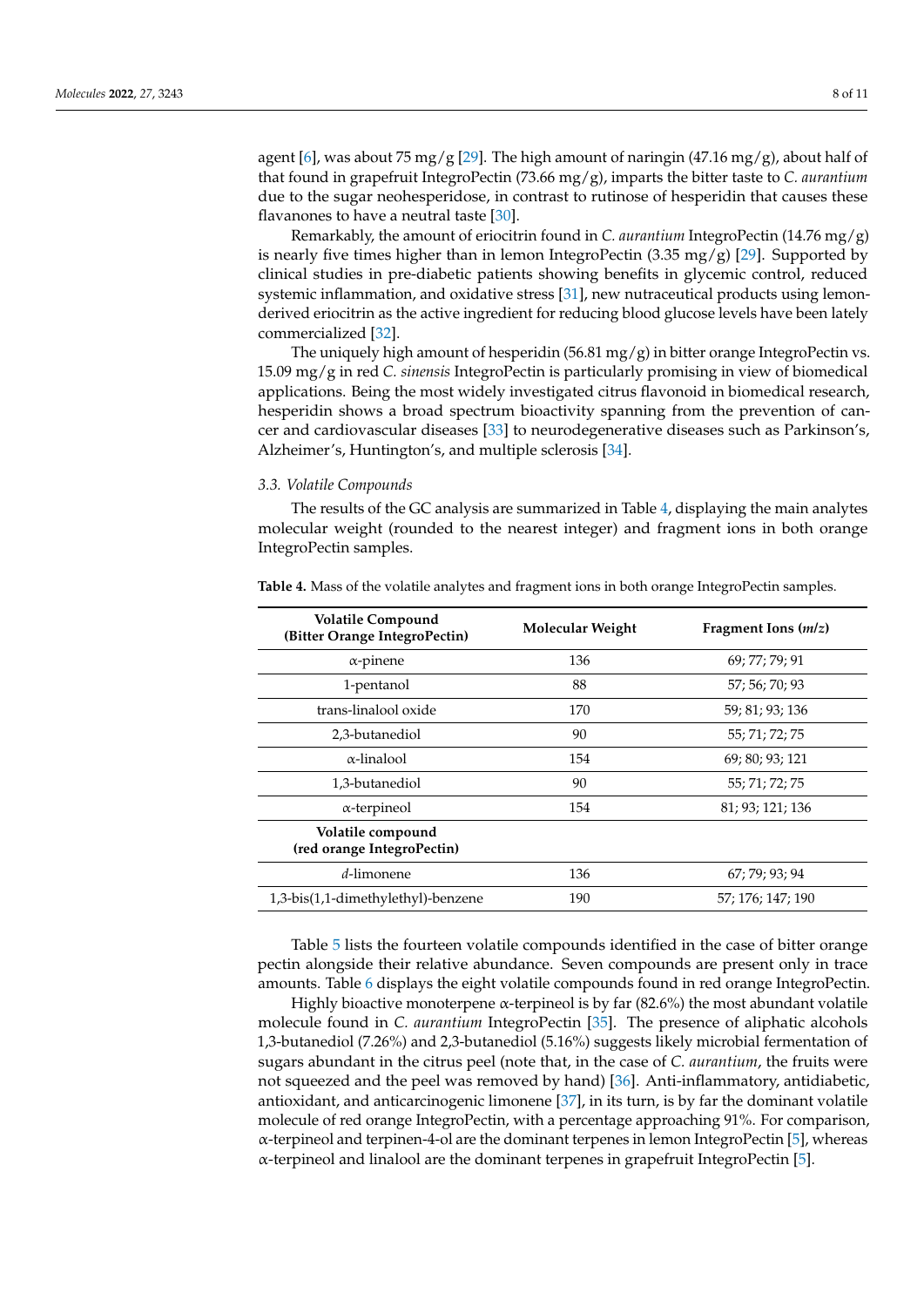agent [6], was about 75 mg/g [29]. The high amount of naringin (47.16 mg/g), about half of that found in grapefruit IntegroPectin (73.66 mg/g), imparts the bitter taste to *C. aurantium* due to the sugar neohesperidose, in contrast to rutinose of hesperidin that causes these flavanones to have a neutral taste [30].

Remarkably, the amount of eriocitrin found in *C. aurantium* IntegroPectin (14.76 mg/g) is nearly five times higher than in lemon IntegroPectin (3.35 mg/g) [29]. Supported by clinical studies in pre-diabetic patients showing benefits in glycemic control, reduced systemic inflammation, and oxidative stress [31], new nutraceutical products using lemon-derived eriocitrin as the active ingredient for reducing blood glucose levels have been lately commercialized [32].

The uniquely high amount of hesperidin (56.81 mg/g) in bitter orange IntegroPectin vs. 15.09 mg/g in red *C. sinensis* IntegroPectin is particularly promising in view of biomedical applications. Being the most widely investigated citrus flavonoid in biomedical research, hesperidin shows a broad spectrum bioactivity spanning from the prevention of cancer and cardiovascular diseases [33] to neurodegenerative diseases such as Parkinson's, Alzheimer's, Huntington's, and multiple sclerosis [34].

### 3.3. Volatile Compounds

The results of the GC analysis are summarized in Table 4, displaying the main analytes molecular weight (rounded to the nearest integer) and fragment ions in both orange IntegroPectin samples.

**Table 4.** Mass of the volatile analytes and fragment ions in both orange IntegroPectin samples.

| Volatile Compound (Bitter Orange IntegroPectin) | Molecular Weight | Fragment Ions (*m/z*) |
|---|---|---|
| α-pinene | 136 | 69; 77; 79; 91 |
| 1-pentanol | 88 | 57; 56; 70; 93 |
| trans-linalool oxide | 170 | 59; 81; 93; 136 |
| 2,3-butanediol | 90 | 55; 71; 72; 75 |
| α-linalool | 154 | 69; 80; 93; 121 |
| 1,3-butanediol | 90 | 55; 71; 72; 75 |
| α-terpineol | 154 | 81; 93; 121; 136 |
| **Volatile compound (red orange IntegroPectin)** | | |
| *d*-limonene | 136 | 67; 79; 93; 94 |
| 1,3-bis(1,1-dimethylethyl)-benzene | 190 | 57; 176; 147; 190 |

Table 5 lists the fourteen volatile compounds identified in the case of bitter orange pectin alongside their relative abundance. Seven compounds are present only in trace amounts. Table 6 displays the eight volatile compounds found in red orange IntegroPectin.

Highly bioactive monoterpene α-terpineol is by far (82.6%) the most abundant volatile molecule found in *C. aurantium* IntegroPectin [35]. The presence of aliphatic alcohols 1,3-butanediol (7.26%) and 2,3-butanediol (5.16%) suggests likely microbial fermentation of sugars abundant in the citrus peel (note that, in the case of *C. aurantium*, the fruits were not squeezed and the peel was removed by hand) [36]. Anti-inflammatory, antidiabetic, antioxidant, and anticarcinogenic limonene [37], in its turn, is by far the dominant volatile molecule of red orange IntegroPectin, with a percentage approaching 91%. For comparison, α-terpineol and terpinen-4-ol are the dominant terpenes in lemon IntegroPectin [5], whereas α-terpineol and linalool are the dominant terpenes in grapefruit IntegroPectin [5].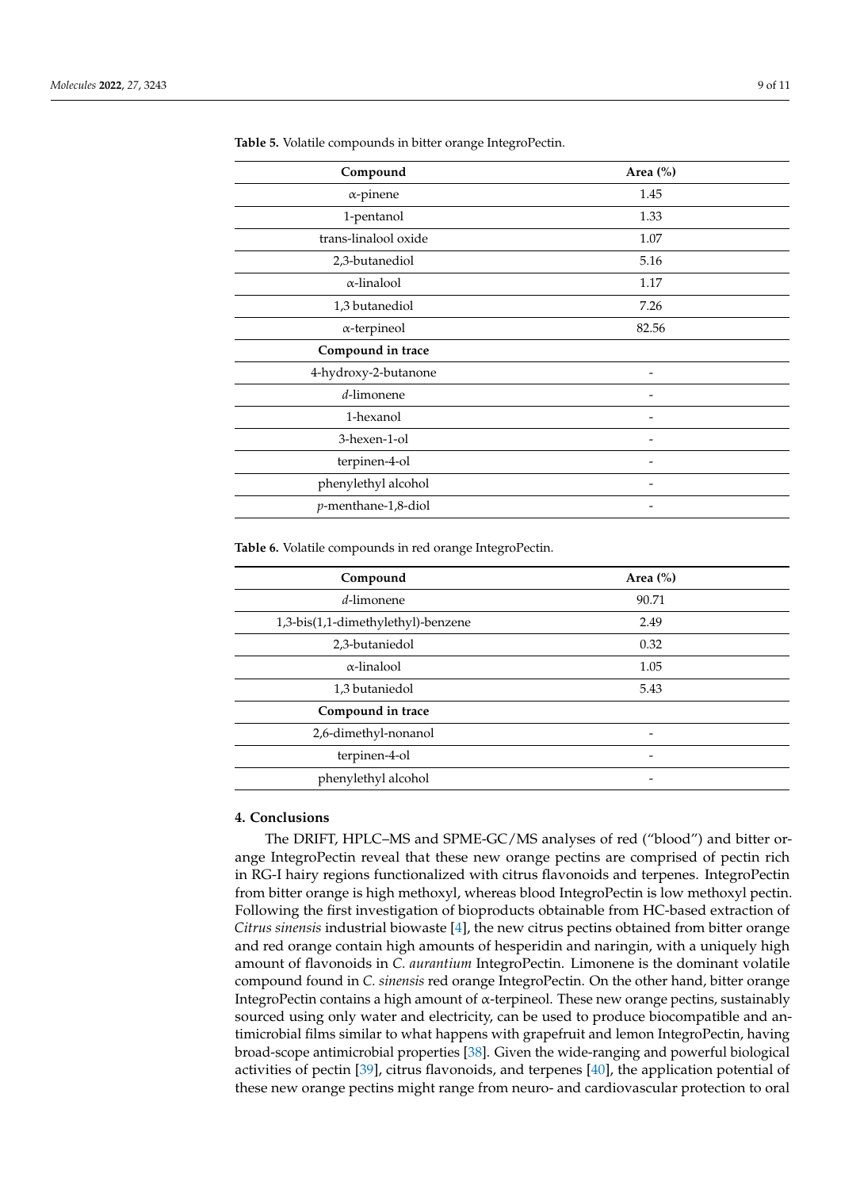**Table 5.** Volatile compounds in bitter orange IntegroPectin.

| Compound | Area (%) |
|---|---|
| α-pinene | 1.45 |
| 1-pentanol | 1.33 |
| trans-linalool oxide | 1.07 |
| 2,3-butanediol | 5.16 |
| α-linalool | 1.17 |
| 1,3 butanediol | 7.26 |
| α-terpineol | 82.56 |
| **Compound in trace** | |
| 4-hydroxy-2-butanone | - |
| *d*-limonene | - |
| 1-hexanol | - |
| 3-hexen-1-ol | - |
| terpinen-4-ol | - |
| phenylethyl alcohol | - |
| *p*-menthane-1,8-diol | - |

**Table 6.** Volatile compounds in red orange IntegroPectin.

| Compound | Area (%) |
|---|---|
| *d*-limonene | 90.71 |
| 1,3-bis(1,1-dimethylethyl)-benzene | 2.49 |
| 2,3-butaniedol | 0.32 |
| α-linalool | 1.05 |
| 1,3 butaniedol | 5.43 |
| **Compound in trace** | |
| 2,6-dimethyl-nonanol | - |
| terpinen-4-ol | - |
| phenylethyl alcohol | - |

## 4. Conclusions

The DRIFT, HPLC–MS and SPME-GC/MS analyses of red ("blood") and bitter orange IntegroPectin reveal that these new orange pectins are comprised of pectin rich in RG-I hairy regions functionalized with citrus flavonoids and terpenes. IntegroPectin from bitter orange is high methoxyl, whereas blood IntegroPectin is low methoxyl pectin. Following the first investigation of bioproducts obtainable from HC-based extraction of *Citrus sinensis* industrial biowaste [4], the new citrus pectins obtained from bitter orange and red orange contain high amounts of hesperidin and naringin, with a uniquely high amount of flavonoids in *C. aurantium* IntegroPectin. Limonene is the dominant volatile compound found in *C. sinensis* red orange IntegroPectin. On the other hand, bitter orange IntegroPectin contains a high amount of α-terpineol. These new orange pectins, sustainably sourced using only water and electricity, can be used to produce biocompatible and antimicrobial films similar to what happens with grapefruit and lemon IntegroPectin, having broad-scope antimicrobial properties [38]. Given the wide-ranging and powerful biological activities of pectin [39], citrus flavonoids, and terpenes [40], the application potential of these new orange pectins might range from neuro- and cardiovascular protection to oral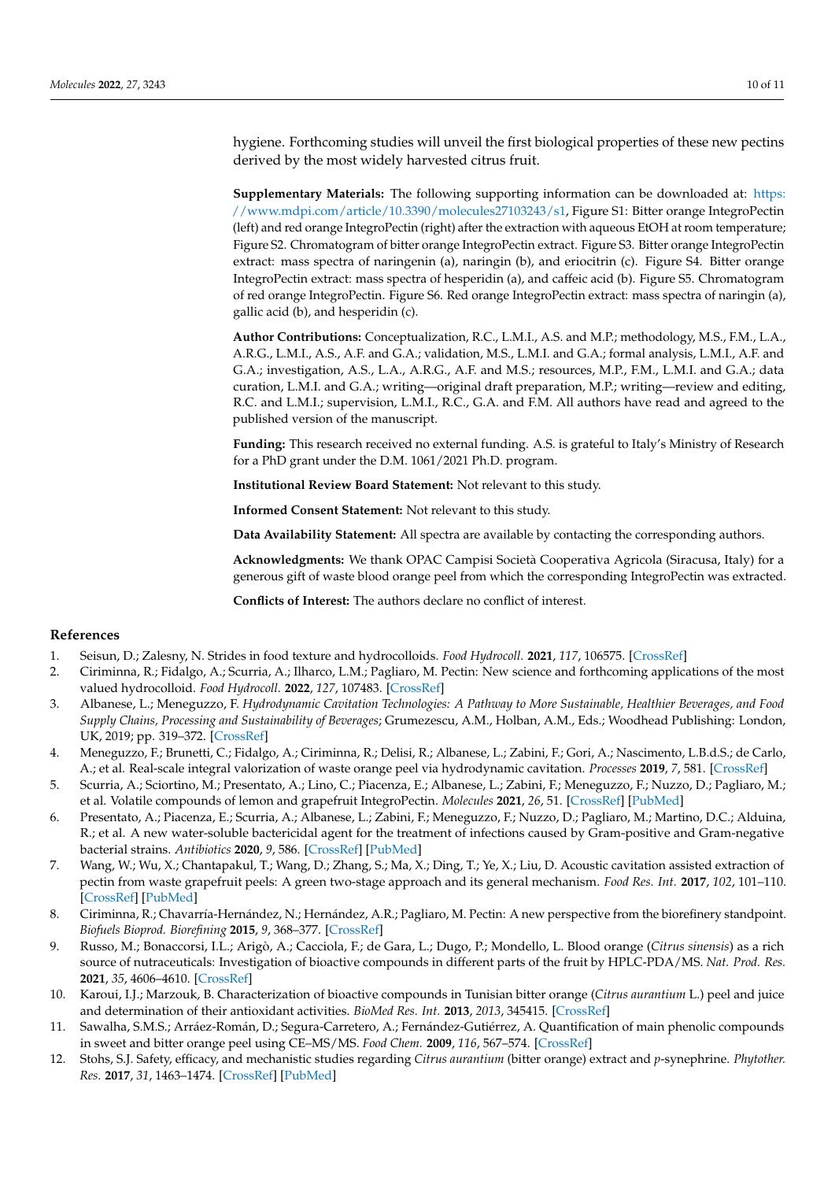hygiene. Forthcoming studies will unveil the first biological properties of these new pectins derived by the most widely harvested citrus fruit.

**Supplementary Materials:** The following supporting information can be downloaded at: https://www.mdpi.com/article/10.3390/molecules27103243/s1, Figure S1: Bitter orange IntegroPectin (left) and red orange IntegroPectin (right) after the extraction with aqueous EtOH at room temperature; Figure S2. Chromatogram of bitter orange IntegroPectin extract. Figure S3. Bitter orange IntegroPectin extract: mass spectra of naringenin (a), naringin (b), and eriocitrin (c). Figure S4. Bitter orange IntegroPectin extract: mass spectra of hesperidin (a), and caffeic acid (b). Figure S5. Chromatogram of red orange IntegroPectin. Figure S6. Red orange IntegroPectin extract: mass spectra of naringin (a), gallic acid (b), and hesperidin (c).

**Author Contributions:** Conceptualization, R.C., L.M.I., A.S. and M.P.; methodology, M.S., F.M., L.A., A.R.G., L.M.I., A.S., A.F. and G.A.; validation, M.S., L.M.I. and G.A.; formal analysis, L.M.I., A.F. and G.A.; investigation, A.S., L.A., A.R.G., A.F. and M.S.; resources, M.P., F.M., L.M.I. and G.A.; data curation, L.M.I. and G.A.; writing—original draft preparation, M.P.; writing—review and editing, R.C. and L.M.I.; supervision, L.M.I., R.C., G.A. and F.M. All authors have read and agreed to the published version of the manuscript.

**Funding:** This research received no external funding. A.S. is grateful to Italy's Ministry of Research for a PhD grant under the D.M. 1061/2021 Ph.D. program.

**Institutional Review Board Statement:** Not relevant to this study.

**Informed Consent Statement:** Not relevant to this study.

**Data Availability Statement:** All spectra are available by contacting the corresponding authors.

**Acknowledgments:** We thank OPAC Campisi Società Cooperativa Agricola (Siracusa, Italy) for a generous gift of waste blood orange peel from which the corresponding IntegroPectin was extracted.

**Conflicts of Interest:** The authors declare no conflict of interest.

## References

1. Seisun, D.; Zalesny, N. Strides in food texture and hydrocolloids. *Food Hydrocoll.* **2021**, *117*, 106575. [CrossRef]
2. Ciriminna, R.; Fidalgo, A.; Scurria, A.; Ilharco, L.M.; Pagliaro, M. Pectin: New science and forthcoming applications of the most valued hydrocolloid. *Food Hydrocoll.* **2022**, *127*, 107483. [CrossRef]
3. Albanese, L.; Meneguzzo, F. *Hydrodynamic Cavitation Technologies: A Pathway to More Sustainable, Healthier Beverages, and Food Supply Chains, Processing and Sustainability of Beverages*; Grumezescu, A.M., Holban, A.M., Eds.; Woodhead Publishing: London, UK, 2019; pp. 319–372. [CrossRef]
4. Meneguzzo, F.; Brunetti, C.; Fidalgo, A.; Ciriminna, R.; Delisi, R.; Albanese, L.; Zabini, F.; Gori, A.; Nascimento, L.B.d.S.; de Carlo, A.; et al. Real-scale integral valorization of waste orange peel via hydrodynamic cavitation. *Processes* **2019**, *7*, 581. [CrossRef]
5. Scurria, A.; Sciortino, M.; Presentato, A.; Lino, C.; Piacenza, E.; Albanese, L.; Zabini, F.; Meneguzzo, F.; Nuzzo, D.; Pagliaro, M.; et al. Volatile compounds of lemon and grapefruit IntegroPectin. *Molecules* **2021**, *26*, 51. [CrossRef] [PubMed]
6. Presentato, A.; Piacenza, E.; Scurria, A.; Albanese, L.; Zabini, F.; Meneguzzo, F.; Nuzzo, D.; Pagliaro, M.; Martino, D.C.; Alduina, R.; et al. A new water-soluble bactericidal agent for the treatment of infections caused by Gram-positive and Gram-negative bacterial strains. *Antibiotics* **2020**, *9*, 586. [CrossRef] [PubMed]
7. Wang, W.; Wu, X.; Chantapakul, T.; Wang, D.; Zhang, S.; Ma, X.; Ding, T.; Ye, X.; Liu, D. Acoustic cavitation assisted extraction of pectin from waste grapefruit peels: A green two-stage approach and its general mechanism. *Food Res. Int.* **2017**, *102*, 101–110. [CrossRef] [PubMed]
8. Ciriminna, R.; Chavarría-Hernández, N.; Hernández, A.R.; Pagliaro, M. Pectin: A new perspective from the biorefinery standpoint. *Biofuels Bioprod. Biorefining* **2015**, *9*, 368–377. [CrossRef]
9. Russo, M.; Bonaccorsi, I.L.; Arigò, A.; Cacciola, F.; de Gara, L.; Dugo, P.; Mondello, L. Blood orange (*Citrus sinensis*) as a rich source of nutraceuticals: Investigation of bioactive compounds in different parts of the fruit by HPLC-PDA/MS. *Nat. Prod. Res.* **2021**, *35*, 4606–4610. [CrossRef]
10. Karoui, I.J.; Marzouk, B. Characterization of bioactive compounds in Tunisian bitter orange (*Citrus aurantium* L.) peel and juice and determination of their antioxidant activities. *BioMed Res. Int.* **2013**, *2013*, 345415. [CrossRef]
11. Sawalha, S.M.S.; Arráez-Román, D.; Segura-Carretero, A.; Fernández-Gutiérrez, A. Quantification of main phenolic compounds in sweet and bitter orange peel using CE–MS/MS. *Food Chem.* **2009**, *116*, 567–574. [CrossRef]
12. Stohs, S.J. Safety, efficacy, and mechanistic studies regarding *Citrus aurantium* (bitter orange) extract and *p*-synephrine. *Phytother. Res.* **2017**, *31*, 1463–1474. [CrossRef] [PubMed]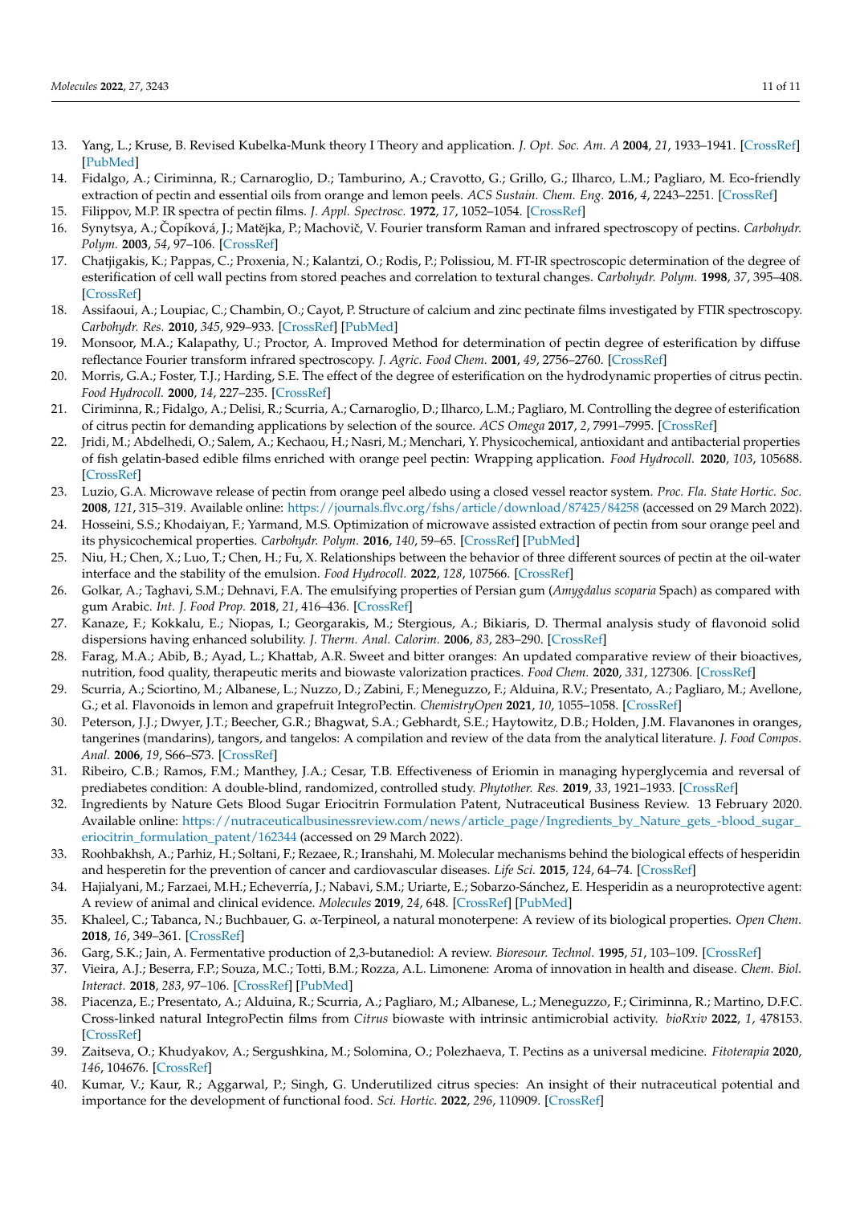13. Yang, L.; Kruse, B. Revised Kubelka-Munk theory I Theory and application. *J. Opt. Soc. Am. A* **2004**, *21*, 1933–1941. [CrossRef] [PubMed]
14. Fidalgo, A.; Ciriminna, R.; Carnaroglio, D.; Tamburino, A.; Cravotto, G.; Grillo, G.; Ilharco, L.M.; Pagliaro, M. Eco-friendly extraction of pectin and essential oils from orange and lemon peels. *ACS Sustain. Chem. Eng.* **2016**, *4*, 2243–2251. [CrossRef]
15. Filippov, M.P. IR spectra of pectin films. *J. Appl. Spectrosc.* **1972**, *17*, 1052–1054. [CrossRef]
16. Synytsya, A.; Čopíková, J.; Matějka, P.; Machovič, V. Fourier transform Raman and infrared spectroscopy of pectins. *Carbohydr. Polym.* **2003**, *54*, 97–106. [CrossRef]
17. Chatjigakis, K.; Pappas, C.; Proxenia, N.; Kalantzi, O.; Rodis, P.; Polissiou, M. FT-IR spectroscopic determination of the degree of esterification of cell wall pectins from stored peaches and correlation to textural changes. *Carbohydr. Polym.* **1998**, *37*, 395–408. [CrossRef]
18. Assifaoui, A.; Loupiac, C.; Chambin, O.; Cayot, P. Structure of calcium and zinc pectinate films investigated by FTIR spectroscopy. *Carbohydr. Res.* **2010**, *345*, 929–933. [CrossRef] [PubMed]
19. Monsoor, M.A.; Kalapathy, U.; Proctor, A. Improved Method for determination of pectin degree of esterification by diffuse reflectance Fourier transform infrared spectroscopy. *J. Agric. Food Chem.* **2001**, *49*, 2756–2760. [CrossRef]
20. Morris, G.A.; Foster, T.J.; Harding, S.E. The effect of the degree of esterification on the hydrodynamic properties of citrus pectin. *Food Hydrocoll.* **2000**, *14*, 227–235. [CrossRef]
21. Ciriminna, R.; Fidalgo, A.; Delisi, R.; Scurria, A.; Carnaroglio, D.; Ilharco, L.M.; Pagliaro, M. Controlling the degree of esterification of citrus pectin for demanding applications by selection of the source. *ACS Omega* **2017**, *2*, 7991–7995. [CrossRef]
22. Jridi, M.; Abdelhedi, O.; Salem, A.; Kechaou, H.; Nasri, M.; Menchari, Y. Physicochemical, antioxidant and antibacterial properties of fish gelatin-based edible films enriched with orange peel pectin: Wrapping application. *Food Hydrocoll.* **2020**, *103*, 105688. [CrossRef]
23. Luzio, G.A. Microwave release of pectin from orange peel albedo using a closed vessel reactor system. *Proc. Fla. State Hortic. Soc.* **2008**, *121*, 315–319. Available online: https://journals.flvc.org/fshs/article/download/87425/84258 (accessed on 29 March 2022).
24. Hosseini, S.S.; Khodaiyan, F.; Yarmand, M.S. Optimization of microwave assisted extraction of pectin from sour orange peel and its physicochemical properties. *Carbohydr. Polym.* **2016**, *140*, 59–65. [CrossRef] [PubMed]
25. Niu, H.; Chen, X.; Luo, T.; Chen, H.; Fu, X. Relationships between the behavior of three different sources of pectin at the oil-water interface and the stability of the emulsion. *Food Hydrocoll.* **2022**, *128*, 107566. [CrossRef]
26. Golkar, A.; Taghavi, S.M.; Dehnavi, F.A. The emulsifying properties of Persian gum (*Amygdalus scoparia* Spach) as compared with gum Arabic. *Int. J. Food Prop.* **2018**, *21*, 416–436. [CrossRef]
27. Kanaze, F.; Kokkalu, E.; Niopas, I.; Georgarakis, M.; Stergious, A.; Bikiaris, D. Thermal analysis study of flavonoid solid dispersions having enhanced solubility. *J. Therm. Anal. Calorim.* **2006**, *83*, 283–290. [CrossRef]
28. Farag, M.A.; Abib, B.; Ayad, L.; Khattab, A.R. Sweet and bitter oranges: An updated comparative review of their bioactives, nutrition, food quality, therapeutic merits and biowaste valorization practices. *Food Chem.* **2020**, *331*, 127306. [CrossRef]
29. Scurria, A.; Sciortino, M.; Albanese, L.; Nuzzo, D.; Zabini, F.; Meneguzzo, F.; Alduina, R.V.; Presentato, A.; Pagliaro, M.; Avellone, G.; et al. Flavonoids in lemon and grapefruit IntegroPectin. *ChemistryOpen* **2021**, *10*, 1055–1058. [CrossRef]
30. Peterson, J.J.; Dwyer, J.T.; Beecher, G.R.; Bhagwat, S.A.; Gebhardt, S.E.; Haytowitz, D.B.; Holden, J.M. Flavanones in oranges, tangerines (mandarins), tangors, and tangelos: A compilation and review of the data from the analytical literature. *J. Food Compos. Anal.* **2006**, *19*, S66–S73. [CrossRef]
31. Ribeiro, C.B.; Ramos, F.M.; Manthey, J.A.; Cesar, T.B. Effectiveness of Eriomin in managing hyperglycemia and reversal of prediabetes condition: A double-blind, randomized, controlled study. *Phytother. Res.* **2019**, *33*, 1921–1933. [CrossRef]
32. Ingredients by Nature Gets Blood Sugar Eriocitrin Formulation Patent, Nutraceutical Business Review. 13 February 2020. Available online: https://nutraceuticalbusinessreview.com/news/article_page/Ingredients_by_Nature_gets_-blood_sugar_eriocitrin_formulation_patent/162344 (accessed on 29 March 2022).
33. Roohbakhsh, A.; Parhiz, H.; Soltani, F.; Rezaee, R.; Iranshahi, M. Molecular mechanisms behind the biological effects of hesperidin and hesperetin for the prevention of cancer and cardiovascular diseases. *Life Sci.* **2015**, *124*, 64–74. [CrossRef]
34. Hajialyani, M.; Farzaei, M.H.; Echeverría, J.; Nabavi, S.M.; Uriarte, E.; Sobarzo-Sánchez, E. Hesperidin as a neuroprotective agent: A review of animal and clinical evidence. *Molecules* **2019**, *24*, 648. [CrossRef] [PubMed]
35. Khaleel, C.; Tabanca, N.; Buchbauer, G. α-Terpineol, a natural monoterpene: A review of its biological properties. *Open Chem.* **2018**, *16*, 349–361. [CrossRef]
36. Garg, S.K.; Jain, A. Fermentative production of 2,3-butanediol: A review. *Bioresour. Technol.* **1995**, *51*, 103–109. [CrossRef]
37. Vieira, A.J.; Beserra, F.P.; Souza, M.C.; Totti, B.M.; Rozza, A.L. Limonene: Aroma of innovation in health and disease. *Chem. Biol. Interact.* **2018**, *283*, 97–106. [CrossRef] [PubMed]
38. Piacenza, E.; Presentato, A.; Alduina, R.; Scurria, A.; Pagliaro, M.; Albanese, L.; Meneguzzo, F.; Ciriminna, R.; Martino, D.F.C. Cross-linked natural IntegroPectin films from *Citrus* biowaste with intrinsic antimicrobial activity. *bioRxiv* **2022**, *1*, 478153. [CrossRef]
39. Zaitseva, O.; Khudyakov, A.; Sergushkina, M.; Solomina, O.; Polezhaeva, T. Pectins as a universal medicine. *Fitoterapia* **2020**, *146*, 104676. [CrossRef]
40. Kumar, V.; Kaur, R.; Aggarwal, P.; Singh, G. Underutilized citrus species: An insight of their nutraceutical potential and importance for the development of functional food. *Sci. Hortic.* **2022**, *296*, 110909. [CrossRef]